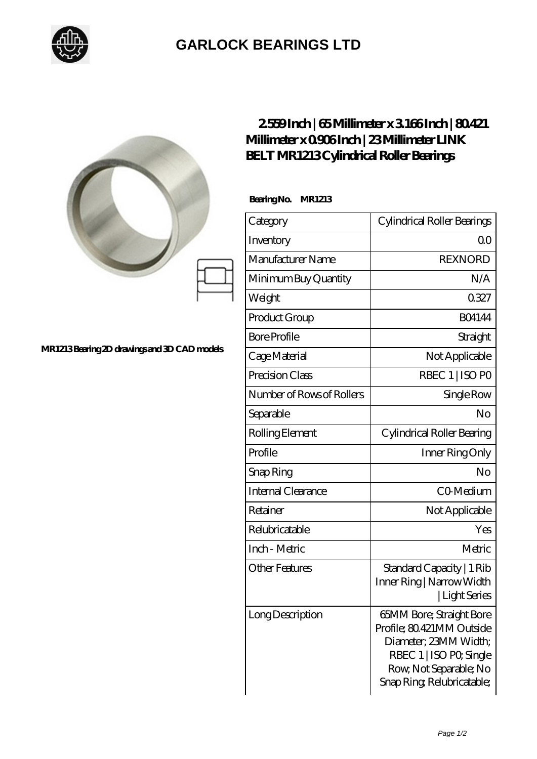# GARLOCK BEARINGS LTD

MR1213 Bearing 2D drawings and 3D CAD models

## 2.559 Inch | 65 Millimeter x 3.166 Inch | 80.421 Millimeter x 0.906 Inch | 23 Millimeter LINK BELT MR1213 Cylindrical Roller Bearings

**Bearing No. MR1213**

| Category | Cylindrical Roller Bearings |
|---|---|
| Inventory | 0.0 |
| Manufacturer Name | REXNORD |
| Minimum Buy Quantity | N/A |
| Weight | 0.327 |
| Product Group | B04144 |
| Bore Profile | Straight |
| Cage Material | Not Applicable |
| Precision Class | RBEC 1 \| ISO P0 |
| Number of Rows of Rollers | Single Row |
| Separable | No |
| Rolling Element | Cylindrical Roller Bearing |
| Profile | Inner Ring Only |
| Snap Ring | No |
| Internal Clearance | C0-Medium |
| Retainer | Not Applicable |
| Relubricatable | Yes |
| Inch - Metric | Metric |
| Other Features | Standard Capacity \| 1 Rib Inner Ring \| Narrow Width \| Light Series |
| Long Description | 65MM Bore; Straight Bore Profile; 80.421MM Outside Diameter; 23MM Width; RBEC 1 \| ISO P0; Single Row; Not Separable; No Snap Ring; Relubricatable; |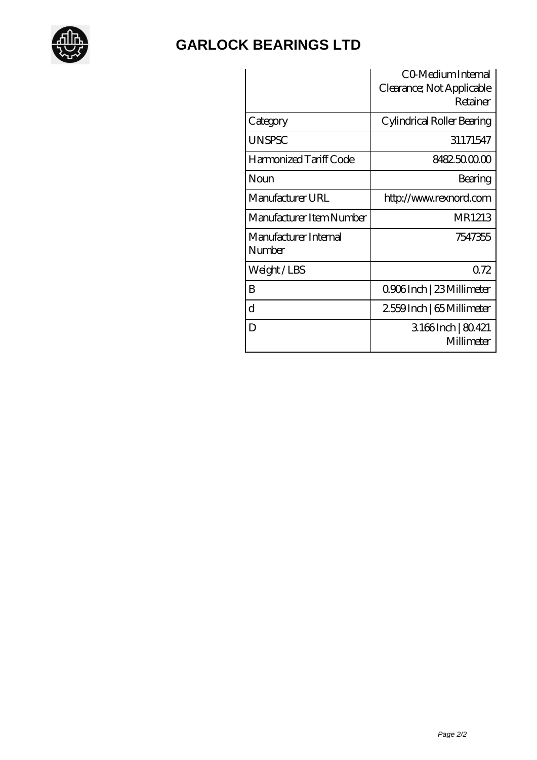# GARLOCK BEARINGS LTD

| | |
|---|---|
| | C0-Medium Internal Clearance; Not Applicable Retainer |
| Category | Cylindrical Roller Bearing |
| UNSPSC | 31171547 |
| Harmonized Tariff Code | 8482.50.00.00 |
| Noun | Bearing |
| Manufacturer URL | http://www.rexnord.com |
| Manufacturer Item Number | MR1213 |
| Manufacturer Internal Number | 7547355 |
| Weight / LBS | 0.72 |
| B | 0.906 Inch \| 23 Millimeter |
| d | 2.559 Inch \| 65 Millimeter |
| D | 3.166 Inch \| 80.421 Millimeter |